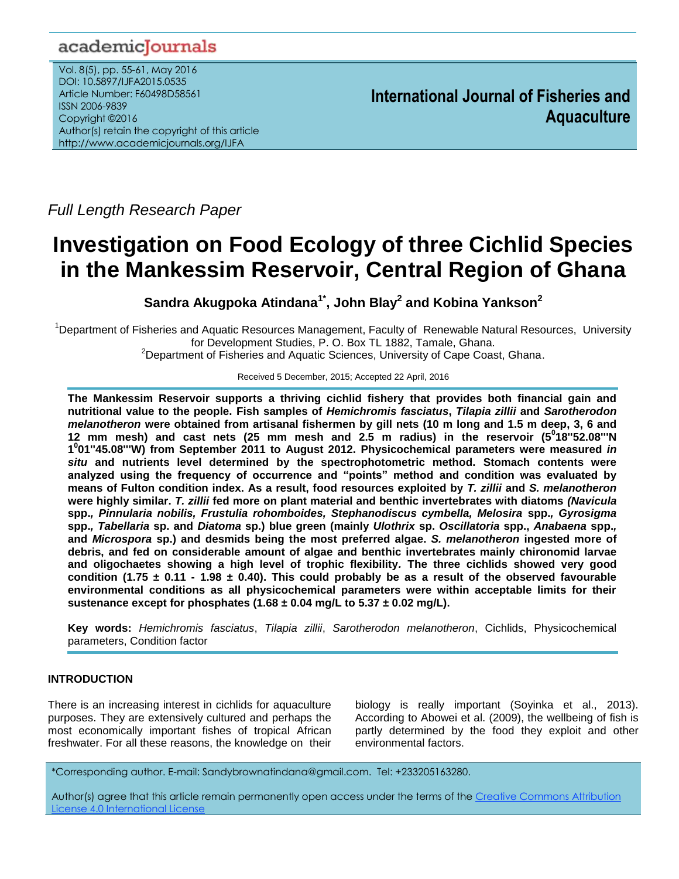Full Length Research Paper

# Investigation on Food Ecology of three Cichlid Species in the Mankessim Reservoir, Central Region of Ghana

**Sandra Akugpoka Atindana[1*], John Blay[2] and Kobina Yankson[2]**

[1]Department of Fisheries and Aquatic Resources Management, Faculty of Renewable Natural Resources, University for Development Studies, P. O. Box TL 1882, Tamale, Ghana.
[2]Department of Fisheries and Aquatic Sciences, University of Cape Coast, Ghana.

Received 5 December, 2015; Accepted 22 April, 2016

**The Mankessim Reservoir supports a thriving cichlid fishery that provides both financial gain and nutritional value to the people. Fish samples of *Hemichromis fasciatus*, *Tilapia zillii* and *Sarotherodon melanotheron* were obtained from artisanal fishermen by gill nets (10 m long and 1.5 m deep, 3, 6 and 12 mm mesh) and cast nets (25 mm mesh and 2.5 m radius) in the reservoir ($5^0$18''52.08'''N $1^0$01''45.08'''W) from September 2011 to August 2012. Physicochemical parameters were measured *in situ* and nutrients level determined by the spectrophotometric method. Stomach contents were analyzed using the frequency of occurrence and "points" method and condition was evaluated by means of Fulton condition index. As a result, food resources exploited by *T. zillii* and *S. melanotheron* were highly similar. *T. zillii* fed more on plant material and benthic invertebrates with diatoms *(Navicula* spp.*, Pinnularia nobilis, Frustulia rohomboides, Stephanodiscus cymbella, Melosira* spp.*, Gyrosigma* spp.*, Tabellaria* sp. and *Diatoma* sp.) blue green (mainly *Ulothrix* sp. *Oscillatoria* spp., *Anabaena* spp.*,* and *Microspora* sp.) and desmids being the most preferred algae. *S. melanotheron* ingested more of debris, and fed on considerable amount of algae and benthic invertebrates mainly chironomid larvae and oligochaetes showing a high level of trophic flexibility. The three cichlids showed very good condition (1.75 ± 0.11 - 1.98 ± 0.40). This could probably be as a result of the observed favourable environmental conditions as all physicochemical parameters were within acceptable limits for their sustenance except for phosphates (1.68 ± 0.04 mg/L to 5.37 ± 0.02 mg/L).**

**Key words:** *Hemichromis fasciatus*, *Tilapia zillii*, *Sarotherodon melanotheron*, Cichlids, Physicochemical parameters, Condition factor

## INTRODUCTION

There is an increasing interest in cichlids for aquaculture purposes. They are extensively cultured and perhaps the most economically important fishes of tropical African freshwater. For all these reasons, the knowledge on their biology is really important (Soyinka et al., 2013). According to Abowei et al. (2009), the wellbeing of fish is partly determined by the food they exploit and other environmental factors.

*Corresponding author. E-mail: Sandybrownatindana@gmail.com. Tel: +233205163280.

Author(s) agree that this article remain permanently open access under the terms of the Creative Commons Attribution License 4.0 International License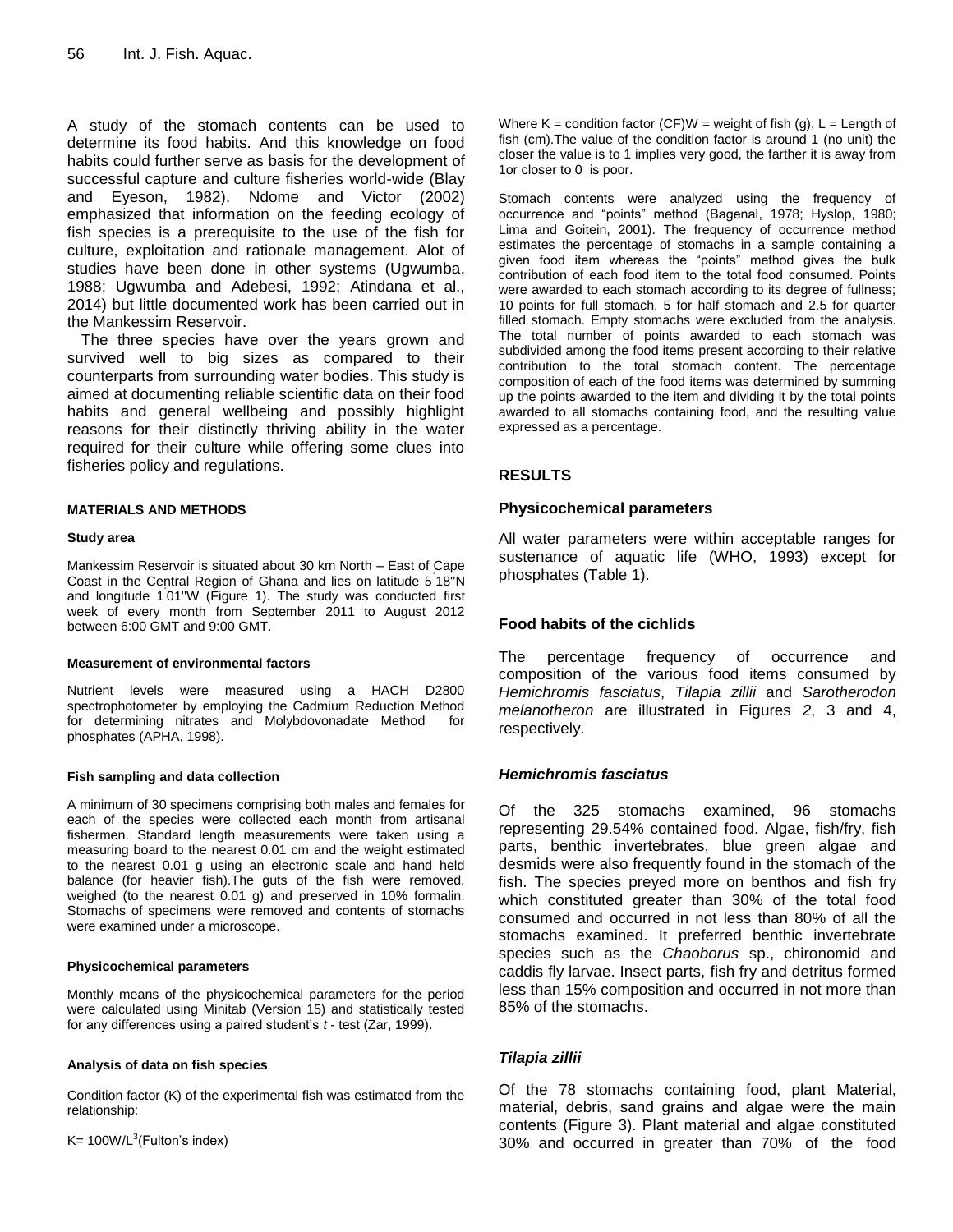A study of the stomach contents can be used to determine its food habits. And this knowledge on food habits could further serve as basis for the development of successful capture and culture fisheries world-wide (Blay and Eyeson, 1982). Ndome and Victor (2002) emphasized that information on the feeding ecology of fish species is a prerequisite to the use of the fish for culture, exploitation and rationale management. Alot of studies have been done in other systems (Ugwumba, 1988; Ugwumba and Adebesi, 1992; Atindana et al., 2014) but little documented work has been carried out in the Mankessim Reservoir.

The three species have over the years grown and survived well to big sizes as compared to their counterparts from surrounding water bodies. This study is aimed at documenting reliable scientific data on their food habits and general wellbeing and possibly highlight reasons for their distinctly thriving ability in the water required for their culture while offering some clues into fisheries policy and regulations.

## MATERIALS AND METHODS

### Study area

Mankessim Reservoir is situated about 30 km North – East of Cape Coast in the Central Region of Ghana and lies on latitude 5°18"N and longitude 1°01"W (Figure 1). The study was conducted first week of every month from September 2011 to August 2012 between 6:00 GMT and 9:00 GMT.

### Measurement of environmental factors

Nutrient levels were measured using a HACH D2800 spectrophotometer by employing the Cadmium Reduction Method for determining nitrates and Molybdovonadate Method for phosphates (APHA, 1998).

### Fish sampling and data collection

A minimum of 30 specimens comprising both males and females for each of the species were collected each month from artisanal fishermen. Standard length measurements were taken using a measuring board to the nearest 0.01 cm and the weight estimated to the nearest 0.01 g using an electronic scale and hand held balance (for heavier fish).The guts of the fish were removed, weighed (to the nearest 0.01 g) and preserved in 10% formalin. Stomachs of specimens were removed and contents of stomachs were examined under a microscope.

### Physicochemical parameters

Monthly means of the physicochemical parameters for the period were calculated using Minitab (Version 15) and statistically tested for any differences using a paired student's *t* - test (Zar, 1999).

### Analysis of data on fish species

Condition factor (K) of the experimental fish was estimated from the relationship:

$K = 100W/L^3$ (Fulton's index)

Where K = condition factor (CF)W = weight of fish (g); L = Length of fish (cm).The value of the condition factor is around 1 (no unit) the closer the value is to 1 implies very good, the farther it is away from 1or closer to 0 is poor.

Stomach contents were analyzed using the frequency of occurrence and "points" method (Bagenal, 1978; Hyslop, 1980; Lima and Goitein, 2001). The frequency of occurrence method estimates the percentage of stomachs in a sample containing a given food item whereas the "points" method gives the bulk contribution of each food item to the total food consumed. Points were awarded to each stomach according to its degree of fullness; 10 points for full stomach, 5 for half stomach and 2.5 for quarter filled stomach. Empty stomachs were excluded from the analysis. The total number of points awarded to each stomach was subdivided among the food items present according to their relative contribution to the total stomach content. The percentage composition of each of the food items was determined by summing up the points awarded to the item and dividing it by the total points awarded to all stomachs containing food, and the resulting value expressed as a percentage.

## RESULTS

### Physicochemical parameters

All water parameters were within acceptable ranges for sustenance of aquatic life (WHO, 1993) except for phosphates (Table 1).

### Food habits of the cichlids

The percentage frequency of occurrence and composition of the various food items consumed by *Hemichromis fasciatus*, *Tilapia zillii* and *Sarotherodon melanotheron* are illustrated in Figures *2*, 3 and 4, respectively.

### *Hemichromis fasciatus*

Of the 325 stomachs examined, 96 stomachs representing 29.54% contained food. Algae, fish/fry, fish parts, benthic invertebrates, blue green algae and desmids were also frequently found in the stomach of the fish. The species preyed more on benthos and fish fry which constituted greater than 30% of the total food consumed and occurred in not less than 80% of all the stomachs examined. It preferred benthic invertebrate species such as the *Chaoborus* sp., chironomid and caddis fly larvae. Insect parts, fish fry and detritus formed less than 15% composition and occurred in not more than 85% of the stomachs.

### *Tilapia zillii*

Of the 78 stomachs containing food, plant Material, material, debris, sand grains and algae were the main contents (Figure 3). Plant material and algae constituted 30% and occurred in greater than 70% of the food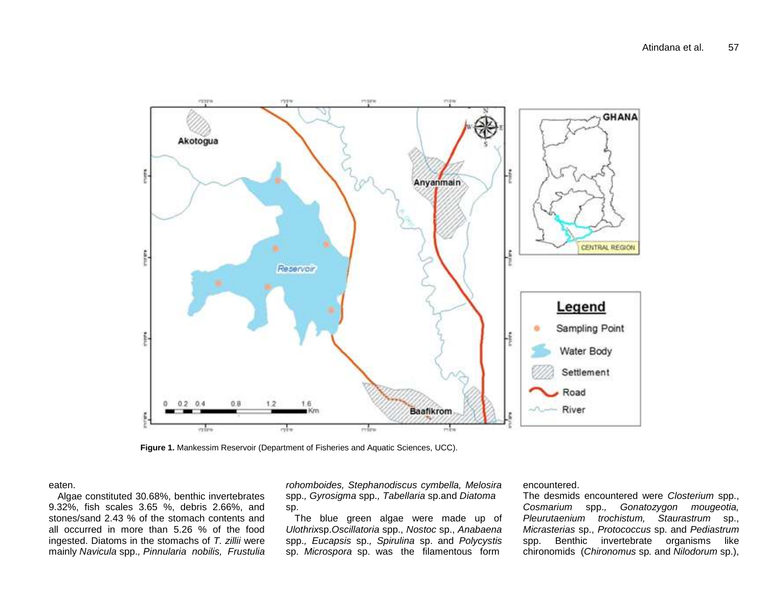**Figure 1.** Mankessim Reservoir (Department of Fisheries and Aquatic Sciences, UCC).

eaten.

Algae constituted 30.68%, benthic invertebrates 9.32%, fish scales 3.65 %, debris 2.66%, and stones/sand 2.43 % of the stomach contents and all occurred in more than 5.26 % of the food ingested. Diatoms in the stomachs of *T. zillii* were mainly *Navicula* spp., *Pinnularia nobilis, Frustulia rohomboides, Stephanodiscus cymbella, Melosira* spp., *Gyrosigma* spp., *Tabellaria* sp.and *Diatoma* sp.

The blue green algae were made up of *Ulothrix*sp.*Oscillatoria* spp., *Nostoc* sp., *Anabaena* spp., *Eucapsis* sp., *Spirulina* sp. and *Polycystis* sp. *Microspora* sp. was the filamentous form encountered.

The desmids encountered were *Closterium* spp., *Cosmarium* spp., *Gonatozygon mougeotia, Pleurutaenium trochistum, Staurastrum* sp., *Micrasterias* sp., *Protococcus* sp. and *Pediastrum* spp. Benthic invertebrate organisms like chironomids (*Chironomus* sp. and *Nilodorum* sp.),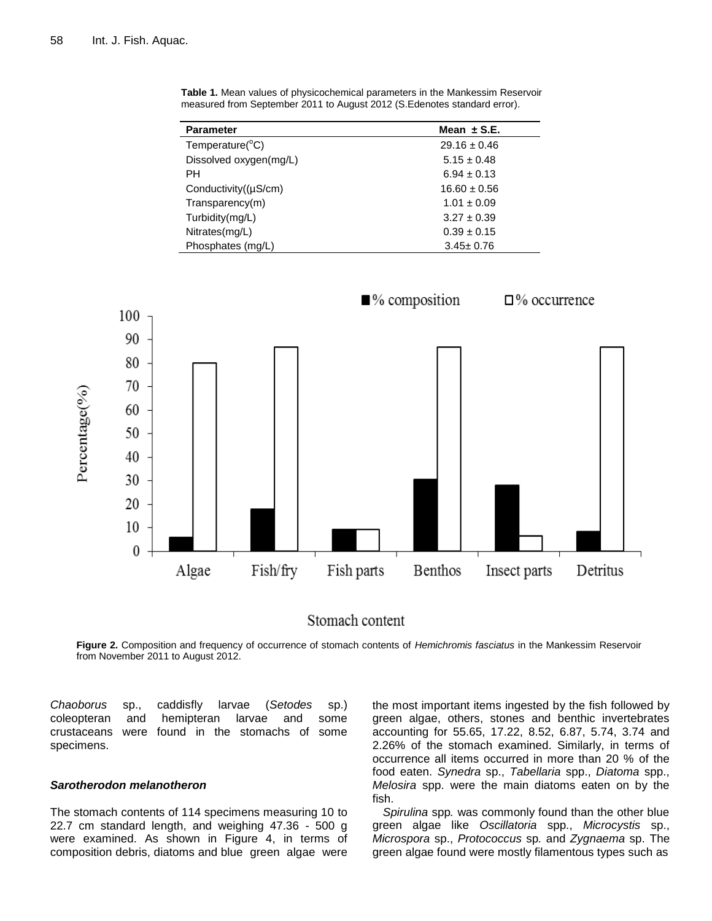**Table 1.** Mean values of physicochemical parameters in the Mankessim Reservoir measured from September 2011 to August 2012 (S.Edenotes standard error).

| Parameter | Mean ± S.E. |
|---|---|
| Temperature($^o$C) | 29.16 ± 0.46 |
| Dissolved oxygen(mg/L) | 5.15 ± 0.48 |
| PH | 6.94 ± 0.13 |
| Conductivity((µS/cm) | 16.60 ± 0.56 |
| Transparency(m) | 1.01 ± 0.09 |
| Turbidity(mg/L) | 3.27 ± 0.39 |
| Nitrates(mg/L) | 0.39 ± 0.15 |
| Phosphates (mg/L) | 3.45± 0.76 |

**Figure 2.** Composition and frequency of occurrence of stomach contents of *Hemichromis fasciatus* in the Mankessim Reservoir from November 2011 to August 2012.

*Chaoborus* sp., caddisfly larvae (*Setodes* sp.) coleopteran and hemipteran larvae and some crustaceans were found in the stomachs of some specimens.

### *Sarotherodon melanotheron*

The stomach contents of 114 specimens measuring 10 to 22.7 cm standard length, and weighing 47.36 - 500 g were examined. As shown in Figure 4, in terms of composition debris, diatoms and blue green algae were the most important items ingested by the fish followed by green algae, others, stones and benthic invertebrates accounting for 55.65, 17.22, 8.52, 6.87, 5.74, 3.74 and 2.26% of the stomach examined. Similarly, in terms of occurrence all items occurred in more than 20 % of the food eaten. *Synedra* sp., *Tabellaria* spp., *Diatoma* spp., *Melosira* spp. were the main diatoms eaten on by the fish.

*Spirulina* spp*.* was commonly found than the other blue green algae like *Oscillatoria* spp., *Microcystis* sp., *Microspora* sp., *Protococcus* sp*.* and *Zygnaema* sp. The green algae found were mostly filamentous types such as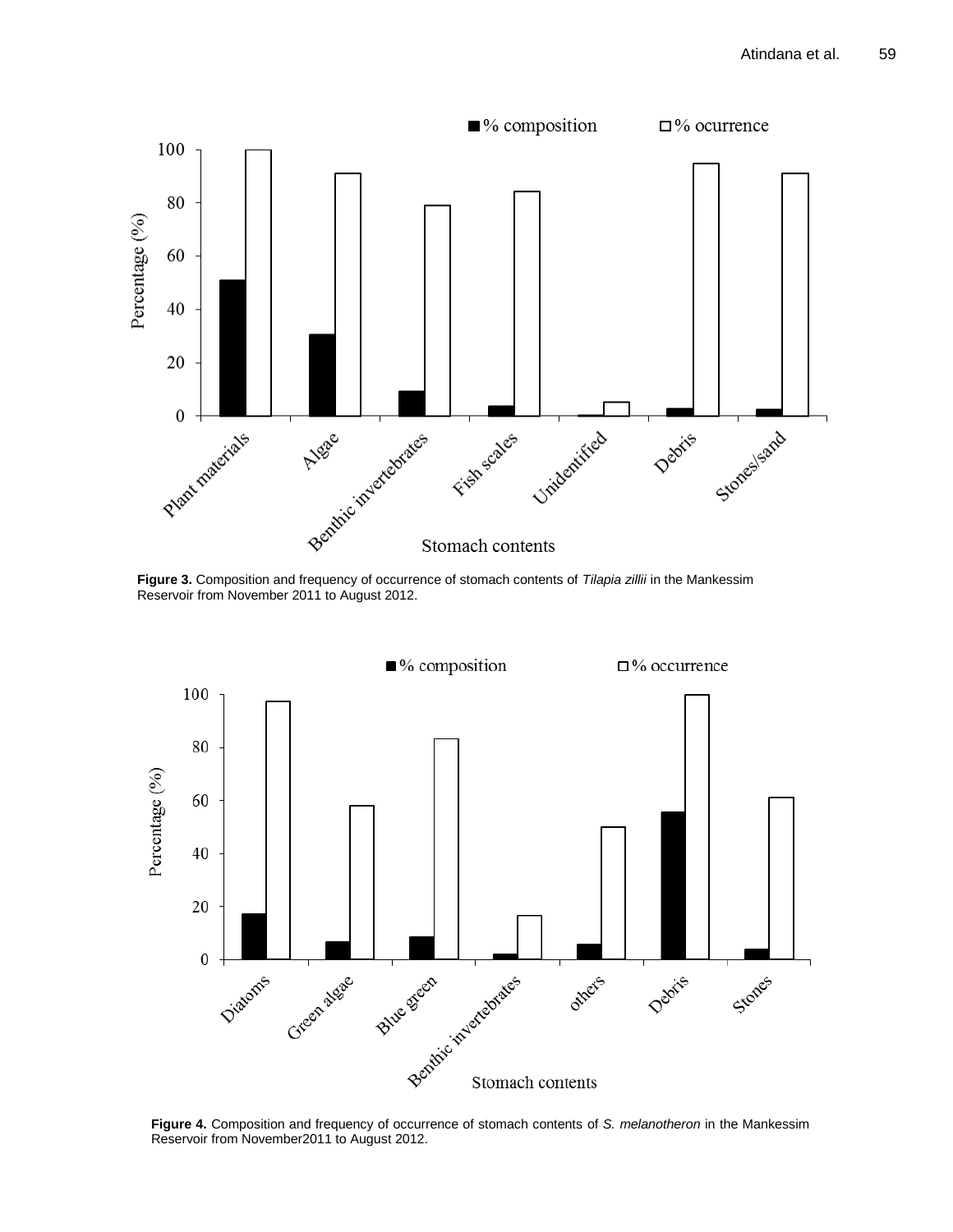Figure 3. Composition and frequency of occurrence of stomach contents of *Tilapia zillii* in the Mankessim Reservoir from November 2011 to August 2012.

Figure 4. Composition and frequency of occurrence of stomach contents of *S. melanotheron* in the Mankessim Reservoir from November2011 to August 2012.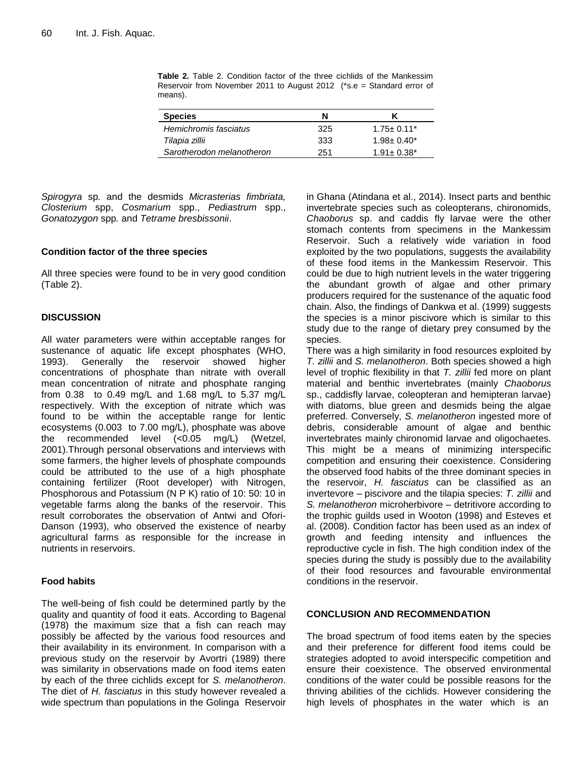**Table 2.** Table 2. Condition factor of the three cichlids of the Mankessim Reservoir from November 2011 to August 2012 (*s.e = Standard error of means).

| Species | N | K |
|---|---|---|
| *Hemichromis fasciatus* | 325 | 1.75± 0.11* |
| *Tilapia zillii* | 333 | 1.98± 0.40* |
| *Sarotherodon melanotheron* | 251 | 1.91± 0.38* |

*Spirogyra* sp. and the desmids *Micrasterias fimbriata, Closterium* spp, *Cosmarium* spp., *Pediastrum* spp., *Gonatozygon* spp. and *Tetrame bresbissonii*.

### Condition factor of the three species

All three species were found to be in very good condition (Table 2).

## DISCUSSION

All water parameters were within acceptable ranges for sustenance of aquatic life except phosphates (WHO, 1993). Generally the reservoir showed higher concentrations of phosphate than nitrate with overall mean concentration of nitrate and phosphate ranging from 0.38 to 0.49 mg/L and 1.68 mg/L to 5.37 mg/L respectively. With the exception of nitrate which was found to be within the acceptable range for lentic ecosystems (0.003 to 7.00 mg/L), phosphate was above the recommended level (<0.05 mg/L) (Wetzel, 2001).Through personal observations and interviews with some farmers, the higher levels of phosphate compounds could be attributed to the use of a high phosphate containing fertilizer (Root developer) with Nitrogen, Phosphorous and Potassium (N P K) ratio of 10: 50: 10 in vegetable farms along the banks of the reservoir. This result corroborates the observation of Antwi and Ofori-Danson (1993), who observed the existence of nearby agricultural farms as responsible for the increase in nutrients in reservoirs.

### Food habits

The well-being of fish could be determined partly by the quality and quantity of food it eats. According to Bagenal (1978) the maximum size that a fish can reach may possibly be affected by the various food resources and their availability in its environment. In comparison with a previous study on the reservoir by Avortri (1989) there was similarity in observations made on food items eaten by each of the three cichlids except for *S. melanotheron*. The diet of *H. fasciatus* in this study however revealed a wide spectrum than populations in the Golinga Reservoir in Ghana (Atindana et al., 2014). Insect parts and benthic invertebrate species such as coleopterans, chironomids, *Chaoborus* sp. and caddis fly larvae were the other stomach contents from specimens in the Mankessim Reservoir. Such a relatively wide variation in food exploited by the two populations, suggests the availability of these food items in the Mankessim Reservoir. This could be due to high nutrient levels in the water triggering the abundant growth of algae and other primary producers required for the sustenance of the aquatic food chain. Also, the findings of Dankwa et al. (1999) suggests the species is a minor piscivore which is similar to this study due to the range of dietary prey consumed by the species.

There was a high similarity in food resources exploited by *T. zillii* and *S. melanotheron*. Both species showed a high level of trophic flexibility in that *T. zillii* fed more on plant material and benthic invertebrates (mainly *Chaoborus* sp., caddisfly larvae, coleopteran and hemipteran larvae) with diatoms, blue green and desmids being the algae preferred. Conversely, *S. melanotheron* ingested more of debris, considerable amount of algae and benthic invertebrates mainly chironomid larvae and oligochaetes. This might be a means of minimizing interspecific competition and ensuring their coexistence. Considering the observed food habits of the three dominant species in the reservoir, *H. fasciatus* can be classified as an invertevore – piscivore and the tilapia species: *T. zillii* and *S. melanotheron* microherbivore – detritivore according to the trophic guilds used in Wooton (1998) and Esteves et al. (2008). Condition factor has been used as an index of growth and feeding intensity and influences the reproductive cycle in fish. The high condition index of the species during the study is possibly due to the availability of their food resources and favourable environmental conditions in the reservoir.

## CONCLUSION AND RECOMMENDATION

The broad spectrum of food items eaten by the species and their preference for different food items could be strategies adopted to avoid interspecific competition and ensure their coexistence. The observed environmental conditions of the water could be possible reasons for the thriving abilities of the cichlids. However considering the high levels of phosphates in the water which is an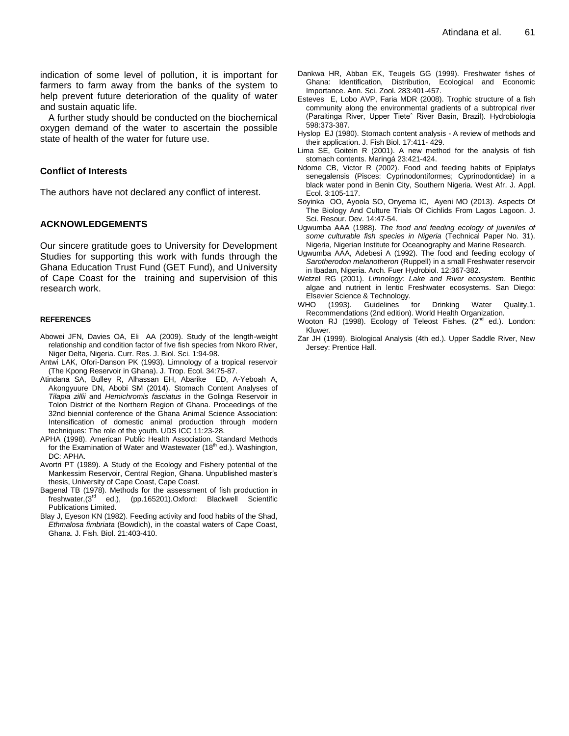indication of some level of pollution, it is important for farmers to farm away from the banks of the system to help prevent future deterioration of the quality of water and sustain aquatic life.

A further study should be conducted on the biochemical oxygen demand of the water to ascertain the possible state of health of the water for future use.

### Conflict of Interests

The authors have not declared any conflict of interest.

### ACKNOWLEDGEMENTS

Our sincere gratitude goes to University for Development Studies for supporting this work with funds through the Ghana Education Trust Fund (GET Fund), and University of Cape Coast for the training and supervision of this research work.

### REFERENCES

Abowei JFN, Davies OA, Eli AA (2009). Study of the length-weight relationship and condition factor of five fish species from Nkoro River, Niger Delta, Nigeria. Curr. Res. J. Biol. Sci. 1:94-98.

Antwi LAK, Ofori-Danson PK (1993). Limnology of a tropical reservoir (The Kpong Reservoir in Ghana). J. Trop. Ecol. 34:75-87.

Atindana SA, Bulley R, Alhassan EH, Abarike ED, A-Yeboah A, Akongyuure DN, Abobi SM (2014). Stomach Content Analyses of *Tilapia zillii* and *Hemichromis fasciatus* in the Golinga Reservoir in Tolon District of the Northern Region of Ghana. Proceedings of the 32nd biennial conference of the Ghana Animal Science Association: Intensification of domestic animal production through modern techniques: The role of the youth. UDS ICC 11:23-28.

APHA (1998). American Public Health Association. Standard Methods for the Examination of Water and Wastewater (18th ed.). Washington, DC: APHA.

Avortri PT (1989). A Study of the Ecology and Fishery potential of the Mankessim Reservoir, Central Region, Ghana. Unpublished master's thesis, University of Cape Coast, Cape Coast.

Bagenal TB (1978). Methods for the assessment of fish production in freshwater,(3rd ed.), (pp.165201).Oxford: Blackwell Scientific Publications Limited.

Blay J, Eyeson KN (1982). Feeding activity and food habits of the Shad, *Ethmalosa fimbriata* (Bowdich), in the coastal waters of Cape Coast, Ghana. J. Fish. Biol. 21:403-410.

Dankwa HR, Abban EK, Teugels GG (1999). Freshwater fishes of Ghana: Identification, Distribution, Ecological and Economic Importance. Ann. Sci. Zool. 283:401-457.

Esteves E, Lobo AVP, Faria MDR (2008). Trophic structure of a fish community along the environmental gradients of a subtropical river (Paraitinga River, Upper Tieteˆ River Basin, Brazil). Hydrobiologia 598:373-387.

Hyslop EJ (1980). Stomach content analysis - A review of methods and their application. J. Fish Biol. 17:411- 429.

Lima SE, Goitein R (2001). A new method for the analysis of fish stomach contents. Maringá 23:421-424.

Ndome CB, Victor R (2002). Food and feeding habits of Epiplatys senegalensis (Pisces: Cyprinodontiformes; Cyprinodontidae) in a black water pond in Benin City, Southern Nigeria. West Afr. J. Appl. Ecol. 3:105-117.

Soyinka OO, Ayoola SO, Onyema IC, Ayeni MO (2013). Aspects Of The Biology And Culture Trials Of Cichlids From Lagos Lagoon. J. Sci. Resour. Dev. 14:47-54.

Ugwumba AAA (1988). *The food and feeding ecology of juveniles of some culturable fish species in Nigeria* (Technical Paper No. 31). Nigeria, Nigerian Institute for Oceanography and Marine Research.

Ugwumba AAA, Adebesi A (1992). The food and feeding ecology of *Sarotherodon melanotheron* (Ruppell) in a small Freshwater reservoir in Ibadan, Nigeria. Arch. Fuer Hydrobiol. 12:367-382.

Wetzel RG (2001). *Limnology: Lake and River ecosystem*. Benthic algae and nutrient in lentic Freshwater ecosystems. San Diego: Elsevier Science & Technology.

WHO (1993). Guidelines for Drinking Water Quality,1. Recommendations (2nd edition). World Health Organization.

Wooton RJ (1998). Ecology of Teleost Fishes. (2nd ed.). London: Kluwer.

Zar JH (1999). Biological Analysis (4th ed.). Upper Saddle River, New Jersey: Prentice Hall.